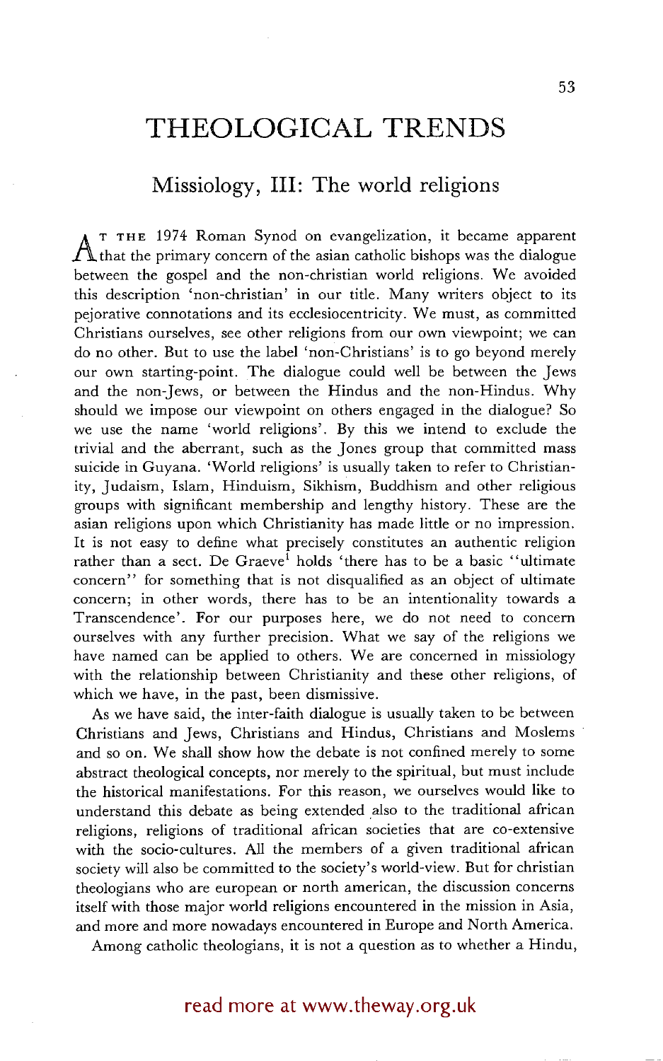# THEOLOGICAL TRENDS

## Missiology, III: The world religions

At the 1974 Roman Synod on evangelization, it became apparent that the primary concern of the asian catholic bishops was the dialogue between the gospel and the non-christian world religions. We avoided this description 'non-christian' in our title. Many writers object to its pejorative connotations and its ecclesiocentricity. We must, as committed Christians ourselves, see other religions from our own viewpoint; we can do no other. But to use the label 'non-Christians' is to go beyond merely our own starting-point. The dialogue could well be between the Jews and the non-Jews, or between the Hindus and the non-Hindus. Why should we impose our viewpoint on others engaged in the dialogue? So we use the name 'world religions'. By this we intend to exclude the trivial and the aberrant, such as the Jones group that committed mass suicide in Guyana. 'World religions' is usually taken to refer to Christianity, Judaism, Islam, Hinduism, Sikhism, Buddhism and other religious groups with significant membership and lengthy history. These are the asian religions upon which Christianity has made little or no impression. It is not easy to define what precisely constitutes an authentic religion rather than a sect. De Graeve[1] holds 'there has to be a basic "ultimate concern" for something that is not disqualified as an object of ultimate concern; in other words, there has to be an intentionality towards a Transcendence'. For our purposes here, we do not need to concern ourselves with any further precision. What we say of the religions we have named can be applied to others. We are concerned in missiology with the relationship between Christianity and these other religions, of which we have, in the past, been dismissive.

As we have said, the inter-faith dialogue is usually taken to be between Christians and Jews, Christians and Hindus, Christians and Moslems and so on. We shall show how the debate is not confined merely to some abstract theological concepts, nor merely to the spiritual, but must include the historical manifestations. For this reason, we ourselves would like to understand this debate as being extended also to the traditional african religions, religions of traditional african societies that are co-extensive with the socio-cultures. All the members of a given traditional african society will also be committed to the society's world-view. But for christian theologians who are european or north american, the discussion concerns itself with those major world religions encountered in the mission in Asia, and more and more nowadays encountered in Europe and North America.

Among catholic theologians, it is not a question as to whether a Hindu,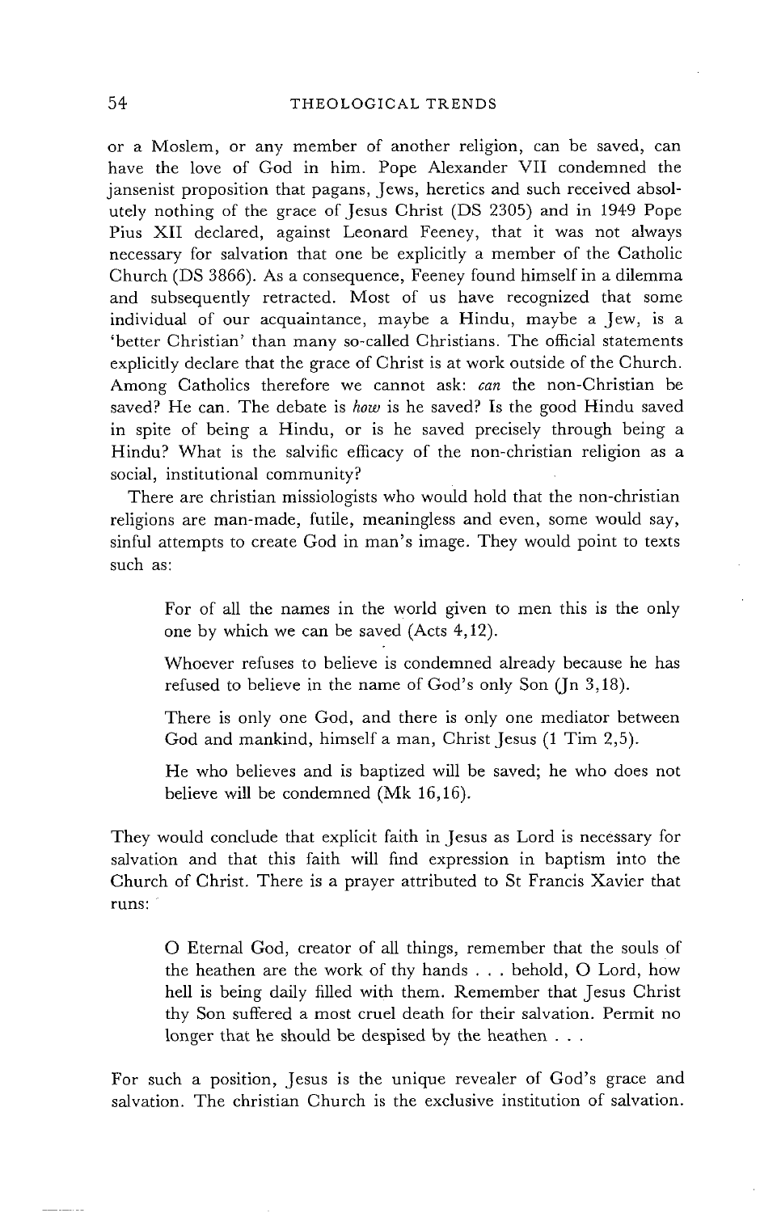or a Moslem, or any member of another religion, can be saved, can have the love of God in him. Pope Alexander VII condemned the jansenist proposition that pagans, Jews, heretics and such received absolutely nothing of the grace of Jesus Christ (DS 2305) and in 1949 Pope Pius XII declared, against Leonard Feeney, that it was not always necessary for salvation that one be explicitly a member of the Catholic Church (DS 3866). As a consequence, Feeney found himself in a dilemma and subsequently retracted. Most of us have recognized that some individual of our acquaintance, maybe a Hindu, maybe a Jew, is a 'better Christian' than many so-called Christians. The official statements explicitly declare that the grace of Christ is at work outside of the Church. Among Catholics therefore we cannot ask: *can* the non-Christian be saved? He can. The debate is *how* is he saved? Is the good Hindu saved in spite of being a Hindu, or is he saved precisely through being a Hindu? What is the salvific efficacy of the non-christian religion as a social, institutional community?

There are christian missiologists who would hold that the non-christian religions are man-made, futile, meaningless and even, some would say, sinful attempts to create God in man's image. They would point to texts such as:

> For of all the names in the world given to men this is the only one by which we can be saved (Acts 4,12).
>
> Whoever refuses to believe is condemned already because he has refused to believe in the name of God's only Son (Jn 3,18).
>
> There is only one God, and there is only one mediator between God and mankind, himself a man, Christ Jesus (1 Tim 2,5).
>
> He who believes and is baptized will be saved; he who does not believe will be condemned (Mk 16,16).

They would conclude that explicit faith in Jesus as Lord is necessary for salvation and that this faith will find expression in baptism into the Church of Christ. There is a prayer attributed to St Francis Xavier that runs:

> O Eternal God, creator of all things, remember that the souls of the heathen are the work of thy hands . . . behold, O Lord, how hell is being daily filled with them. Remember that Jesus Christ thy Son suffered a most cruel death for their salvation. Permit no longer that he should be despised by the heathen . . .

For such a position, Jesus is the unique revealer of God's grace and salvation. The christian Church is the exclusive institution of salvation.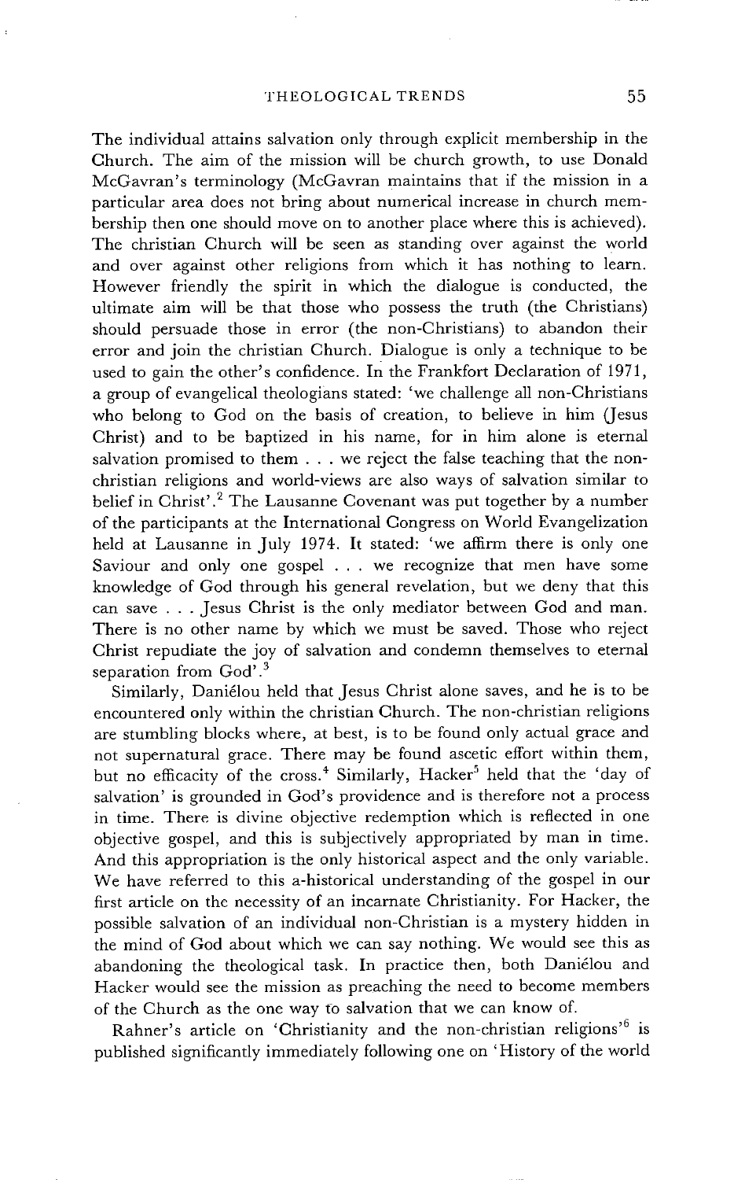The individual attains salvation only through explicit membership in the Church. The aim of the mission will be church growth, to use Donald McGavran's terminology (McGavran maintains that if the mission in a particular area does not bring about numerical increase in church membership then one should move on to another place where this is achieved). The christian Church will be seen as standing over against the world and over against other religions from which it has nothing to learn. However friendly the spirit in which the dialogue is conducted, the ultimate aim will be that those who possess the truth (the Christians) should persuade those in error (the non-Christians) to abandon their error and join the christian Church. Dialogue is only a technique to be used to gain the other's confidence. In the Frankfort Declaration of 1971, a group of evangelical theologians stated: 'we challenge all non-Christians who belong to God on the basis of creation, to believe in him (Jesus Christ) and to be baptized in his name, for in him alone is eternal salvation promised to them . . . we reject the false teaching that the non-christian religions and world-views are also ways of salvation similar to belief in Christ'.[2] The Lausanne Covenant was put together by a number of the participants at the International Congress on World Evangelization held at Lausanne in July 1974. It stated: 'we affirm there is only one Saviour and only one gospel . . . we recognize that men have some knowledge of God through his general revelation, but we deny that this can save . . . Jesus Christ is the only mediator between God and man. There is no other name by which we must be saved. Those who reject Christ repudiate the joy of salvation and condemn themselves to eternal separation from God'.[3]

Similarly, Daniélou held that Jesus Christ alone saves, and he is to be encountered only within the christian Church. The non-christian religions are stumbling blocks where, at best, is to be found only actual grace and not supernatural grace. There may be found ascetic effort within them, but no efficacity of the cross.[4] Similarly, Hacker[5] held that the 'day of salvation' is grounded in God's providence and is therefore not a process in time. There is divine objective redemption which is reflected in one objective gospel, and this is subjectively appropriated by man in time. And this appropriation is the only historical aspect and the only variable. We have referred to this a-historical understanding of the gospel in our first article on the necessity of an incarnate Christianity. For Hacker, the possible salvation of an individual non-Christian is a mystery hidden in the mind of God about which we can say nothing. We would see this as abandoning the theological task. In practice then, both Daniélou and Hacker would see the mission as preaching the need to become members of the Church as the one way to salvation that we can know of.

Rahner's article on 'Christianity and the non-christian religions'[6] is published significantly immediately following one on 'History of the world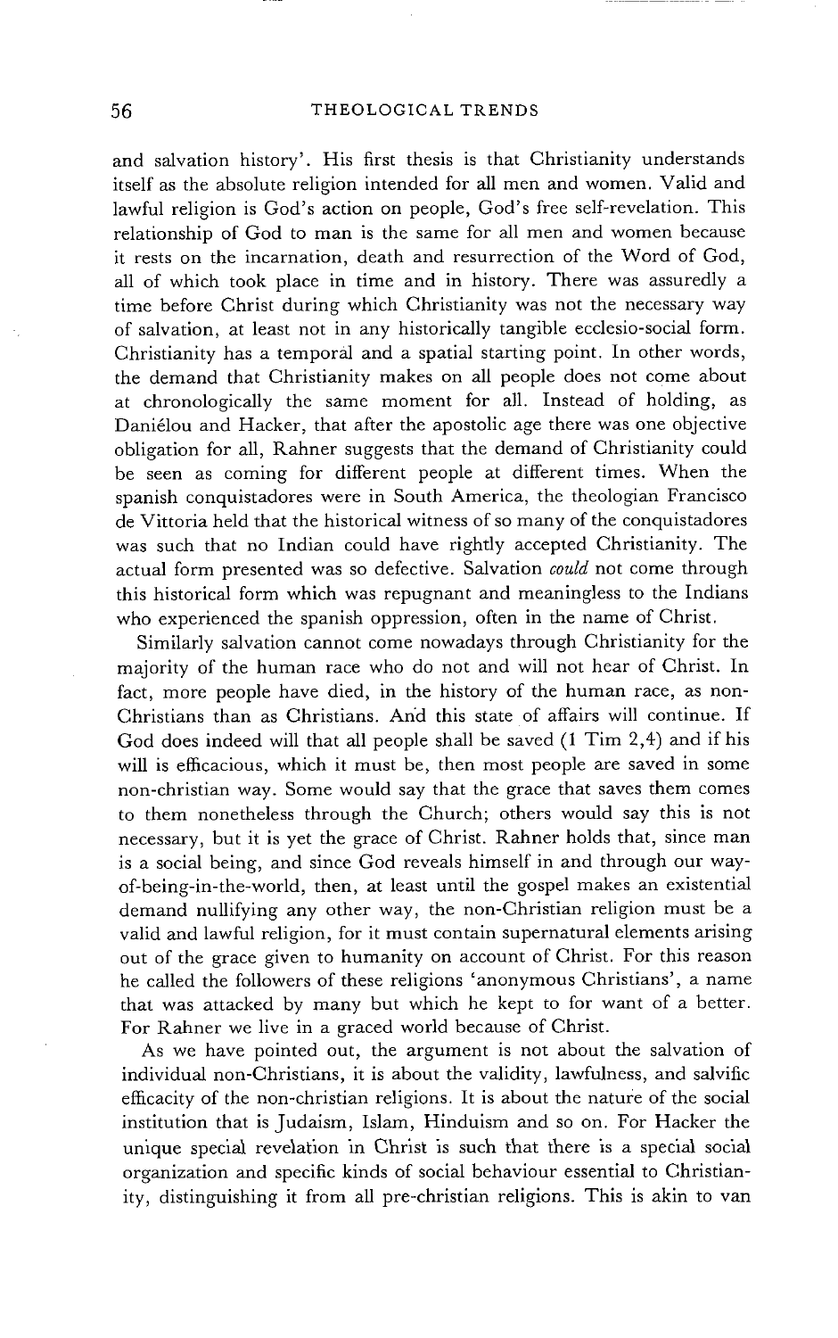and salvation history'. His first thesis is that Christianity understands itself as the absolute religion intended for all men and women. Valid and lawful religion is God's action on people, God's free self-revelation. This relationship of God to man is the same for all men and women because it rests on the incarnation, death and resurrection of the Word of God, all of which took place in time and in history. There was assuredly a time before Christ during which Christianity was not the necessary way of salvation, at least not in any historically tangible ecclesio-social form. Christianity has a temporal and a spatial starting point. In other words, the demand that Christianity makes on all people does not come about at chronologically the same moment for all. Instead of holding, as Daniélou and Hacker, that after the apostolic age there was one objective obligation for all, Rahner suggests that the demand of Christianity could be seen as coming for different people at different times. When the spanish conquistadores were in South America, the theologian Francisco de Vittoria held that the historical witness of so many of the conquistadores was such that no Indian could have rightly accepted Christianity. The actual form presented was so defective. Salvation *could* not come through this historical form which was repugnant and meaningless to the Indians who experienced the spanish oppression, often in the name of Christ.

Similarly salvation cannot come nowadays through Christianity for the majority of the human race who do not and will not hear of Christ. In fact, more people have died, in the history of the human race, as non-Christians than as Christians. And this state of affairs will continue. If God does indeed will that all people shall be saved (1 Tim 2,4) and if his will is efficacious, which it must be, then most people are saved in some non-christian way. Some would say that the grace that saves them comes to them nonetheless through the Church; others would say this is not necessary, but it is yet the grace of Christ. Rahner holds that, since man is a social being, and since God reveals himself in and through our way-of-being-in-the-world, then, at least until the gospel makes an existential demand nullifying any other way, the non-Christian religion must be a valid and lawful religion, for it must contain supernatural elements arising out of the grace given to humanity on account of Christ. For this reason he called the followers of these religions 'anonymous Christians', a name that was attacked by many but which he kept to for want of a better. For Rahner we live in a graced world because of Christ.

As we have pointed out, the argument is not about the salvation of individual non-Christians, it is about the validity, lawfulness, and salvific efficacity of the non-christian religions. It is about the nature of the social institution that is Judaism, Islam, Hinduism and so on. For Hacker the unique special revelation in Christ is such that there is a special social organization and specific kinds of social behaviour essential to Christianity, distinguishing it from all pre-christian religions. This is akin to van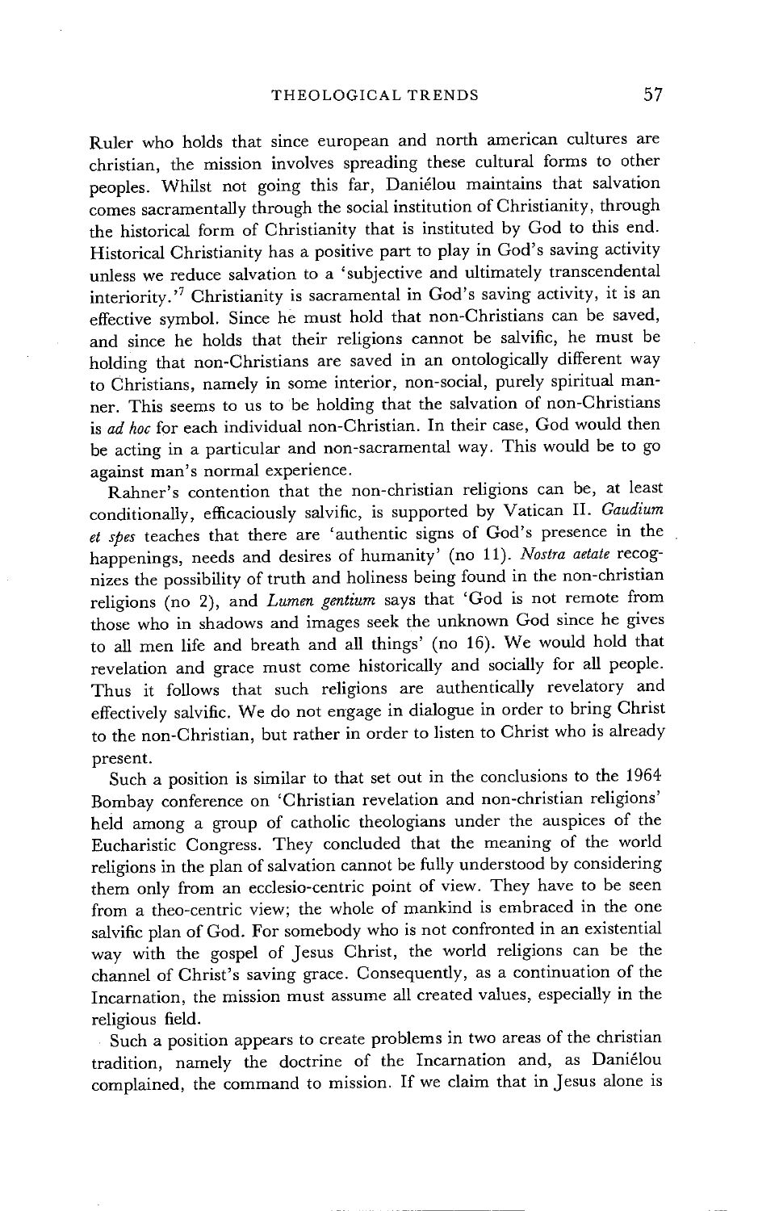Ruler who holds that since european and north american cultures are christian, the mission involves spreading these cultural forms to other peoples. Whilst not going this far, Daniélou maintains that salvation comes sacramentally through the social institution of Christianity, through the historical form of Christianity that is instituted by God to this end. Historical Christianity has a positive part to play in God's saving activity unless we reduce salvation to a 'subjective and ultimately transcendental interiority.'[7] Christianity is sacramental in God's saving activity, it is an effective symbol. Since he must hold that non-Christians can be saved, and since he holds that their religions cannot be salvific, he must be holding that non-Christians are saved in an ontologically different way to Christians, namely in some interior, non-social, purely spiritual manner. This seems to us to be holding that the salvation of non-Christians is *ad hoc* for each individual non-Christian. In their case, God would then be acting in a particular and non-sacramental way. This would be to go against man's normal experience.

Rahner's contention that the non-christian religions can be, at least conditionally, efficaciously salvific, is supported by Vatican II. *Gaudium et spes* teaches that there are 'authentic signs of God's presence in the happenings, needs and desires of humanity' (no 11). *Nostra aetate* recognizes the possibility of truth and holiness being found in the non-christian religions (no 2), and *Lumen gentium* says that 'God is not remote from those who in shadows and images seek the unknown God since he gives to all men life and breath and all things' (no 16). We would hold that revelation and grace must come historically and socially for all people. Thus it follows that such religions are authentically revelatory and effectively salvific. We do not engage in dialogue in order to bring Christ to the non-Christian, but rather in order to listen to Christ who is already present.

Such a position is similar to that set out in the conclusions to the 1964 Bombay conference on 'Christian revelation and non-christian religions' held among a group of catholic theologians under the auspices of the Eucharistic Congress. They concluded that the meaning of the world religions in the plan of salvation cannot be fully understood by considering them only from an ecclesio-centric point of view. They have to be seen from a theo-centric view; the whole of mankind is embraced in the one salvific plan of God. For somebody who is not confronted in an existential way with the gospel of Jesus Christ, the world religions can be the channel of Christ's saving grace. Consequently, as a continuation of the Incarnation, the mission must assume all created values, especially in the religious field.

Such a position appears to create problems in two areas of the christian tradition, namely the doctrine of the Incarnation and, as Daniélou complained, the command to mission. If we claim that in Jesus alone is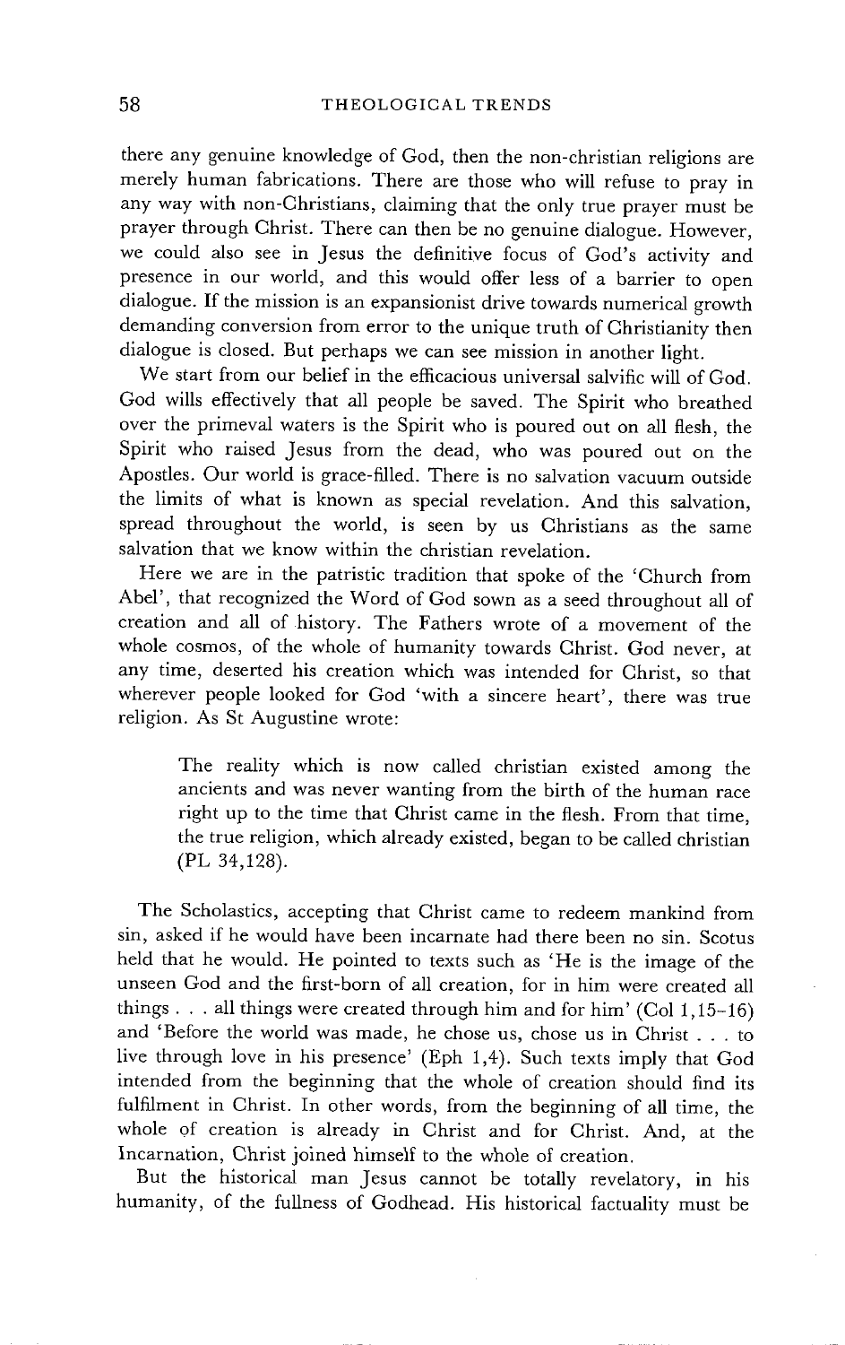there any genuine knowledge of God, then the non-christian religions are merely human fabrications. There are those who will refuse to pray in any way with non-Christians, claiming that the only true prayer must be prayer through Christ. There can then be no genuine dialogue. However, we could also see in Jesus the definitive focus of God's activity and presence in our world, and this would offer less of a barrier to open dialogue. If the mission is an expansionist drive towards numerical growth demanding conversion from error to the unique truth of Christianity then dialogue is closed. But perhaps we can see mission in another light.

We start from our belief in the efficacious universal salvific will of God. God wills effectively that all people be saved. The Spirit who breathed over the primeval waters is the Spirit who is poured out on all flesh, the Spirit who raised Jesus from the dead, who was poured out on the Apostles. Our world is grace-filled. There is no salvation vacuum outside the limits of what is known as special revelation. And this salvation, spread throughout the world, is seen by us Christians as the same salvation that we know within the christian revelation.

Here we are in the patristic tradition that spoke of the 'Church from Abel', that recognized the Word of God sown as a seed throughout all of creation and all of history. The Fathers wrote of a movement of the whole cosmos, of the whole of humanity towards Christ. God never, at any time, deserted his creation which was intended for Christ, so that wherever people looked for God 'with a sincere heart', there was true religion. As St Augustine wrote:

> The reality which is now called christian existed among the ancients and was never wanting from the birth of the human race right up to the time that Christ came in the flesh. From that time, the true religion, which already existed, began to be called christian (PL 34,128).

The Scholastics, accepting that Christ came to redeem mankind from sin, asked if he would have been incarnate had there been no sin. Scotus held that he would. He pointed to texts such as 'He is the image of the unseen God and the first-born of all creation, for in him were created all things . . . all things were created through him and for him' (Col 1,15–16) and 'Before the world was made, he chose us, chose us in Christ . . . to live through love in his presence' (Eph 1,4). Such texts imply that God intended from the beginning that the whole of creation should find its fulfilment in Christ. In other words, from the beginning of all time, the whole of creation is already in Christ and for Christ. And, at the Incarnation, Christ joined himself to the whole of creation.

But the historical man Jesus cannot be totally revelatory, in his humanity, of the fullness of Godhead. His historical factuality must be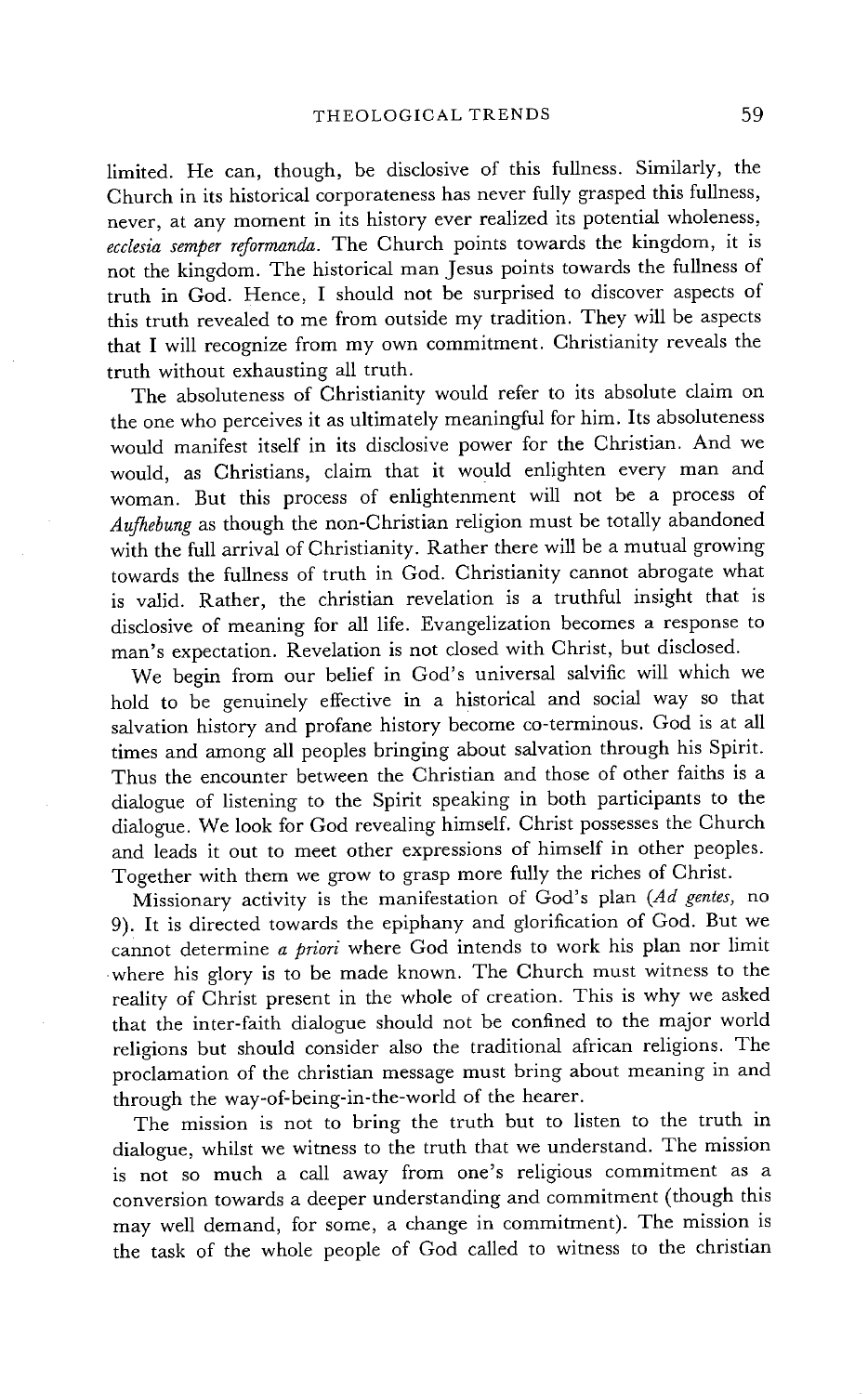limited. He can, though, be disclosive of this fullness. Similarly, the Church in its historical corporateness has never fully grasped this fullness, never, at any moment in its history ever realized its potential wholeness, *ecclesia semper reformanda*. The Church points towards the kingdom, it is not the kingdom. The historical man Jesus points towards the fullness of truth in God. Hence, I should not be surprised to discover aspects of this truth revealed to me from outside my tradition. They will be aspects that I will recognize from my own commitment. Christianity reveals the truth without exhausting all truth.

The absoluteness of Christianity would refer to its absolute claim on the one who perceives it as ultimately meaningful for him. Its absoluteness would manifest itself in its disclosive power for the Christian. And we would, as Christians, claim that it would enlighten every man and woman. But this process of enlightenment will not be a process of *Aufhebung* as though the non-Christian religion must be totally abandoned with the full arrival of Christianity. Rather there will be a mutual growing towards the fullness of truth in God. Christianity cannot abrogate what is valid. Rather, the christian revelation is a truthful insight that is disclosive of meaning for all life. Evangelization becomes a response to man's expectation. Revelation is not closed with Christ, but disclosed.

We begin from our belief in God's universal salvific will which we hold to be genuinely effective in a historical and social way so that salvation history and profane history become co-terminous. God is at all times and among all peoples bringing about salvation through his Spirit. Thus the encounter between the Christian and those of other faiths is a dialogue of listening to the Spirit speaking in both participants to the dialogue. We look for God revealing himself. Christ possesses the Church and leads it out to meet other expressions of himself in other peoples. Together with them we grow to grasp more fully the riches of Christ.

Missionary activity is the manifestation of God's plan (*Ad gentes*, no 9). It is directed towards the epiphany and glorification of God. But we cannot determine *a priori* where God intends to work his plan nor limit where his glory is to be made known. The Church must witness to the reality of Christ present in the whole of creation. This is why we asked that the inter-faith dialogue should not be confined to the major world religions but should consider also the traditional african religions. The proclamation of the christian message must bring about meaning in and through the way-of-being-in-the-world of the hearer.

The mission is not to bring the truth but to listen to the truth in dialogue, whilst we witness to the truth that we understand. The mission is not so much a call away from one's religious commitment as a conversion towards a deeper understanding and commitment (though this may well demand, for some, a change in commitment). The mission is the task of the whole people of God called to witness to the christian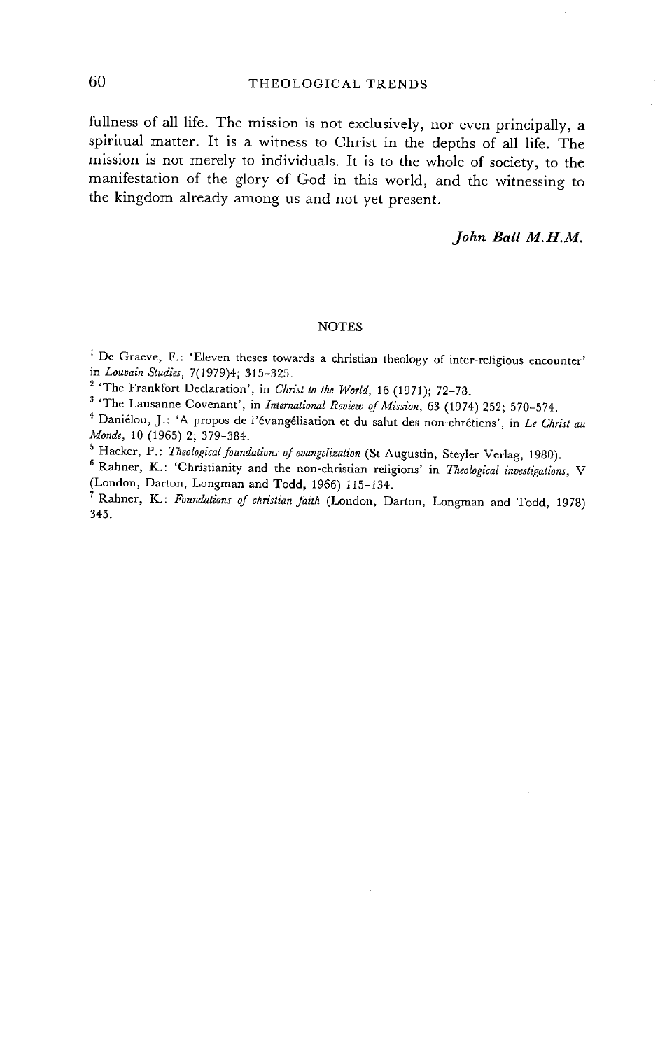fullness of all life. The mission is not exclusively, nor even principally, a spiritual matter. It is a witness to Christ in the depths of all life. The mission is not merely to individuals. It is to the whole of society, to the manifestation of the glory of God in this world, and the witnessing to the kingdom already among us and not yet present.

*John Ball M.H.M.*

## NOTES

[1] De Graeve, F.: 'Eleven theses towards a christian theology of inter-religious encounter' in *Louvain Studies*, 7(1979)4; 315–325.

[2] 'The Frankfort Declaration', in *Christ to the World*, 16 (1971); 72–78.

[3] 'The Lausanne Covenant', in *International Review of Mission*, 63 (1974) 252; 570–574.

[4] Daniélou, J.: 'A propos de l'évangélisation et du salut des non-chrétiens', in *Le Christ au Monde*, 10 (1965) 2; 379–384.

[5] Hacker, P.: *Theological foundations of evangelization* (St Augustin, Steyler Verlag, 1980).

[6] Rahner, K.: 'Christianity and the non-christian religions' in *Theological investigations*, V (London, Darton, Longman and Todd, 1966) 115–134.

[7] Rahner, K.: *Foundations of christian faith* (London, Darton, Longman and Todd, 1978) 345.